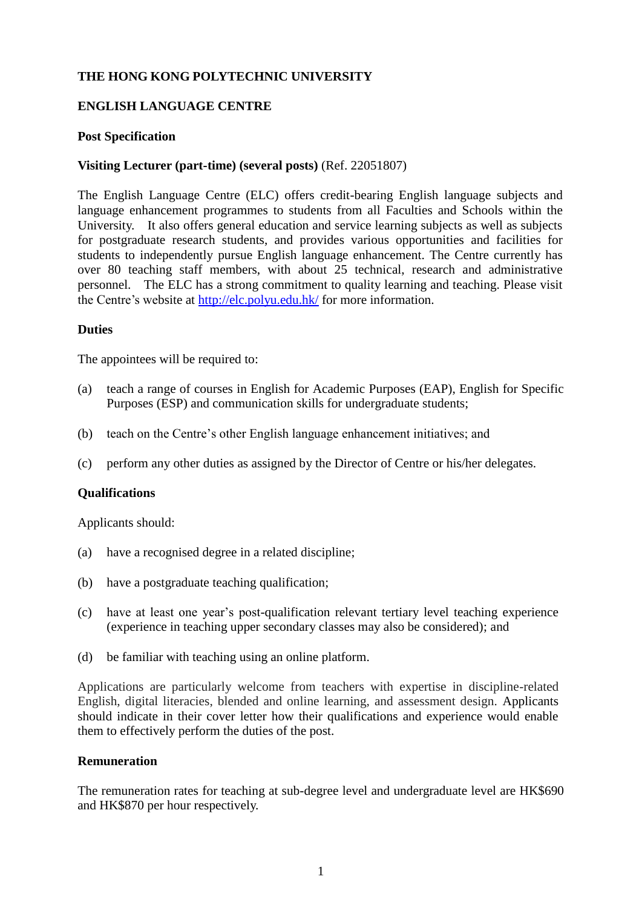**THE HONG KONG POLYTECHNIC UNIVERSITY**

**ENGLISH LANGUAGE CENTRE**

**Post Specification**

**Visiting Lecturer (part-time) (several posts)** (Ref. 22051807)

The English Language Centre (ELC) offers credit-bearing English language subjects and language enhancement programmes to students from all Faculties and Schools within the University. It also offers general education and service learning subjects as well as subjects for postgraduate research students, and provides various opportunities and facilities for students to independently pursue English language enhancement. The Centre currently has over 80 teaching staff members, with about 25 technical, research and administrative personnel. The ELC has a strong commitment to quality learning and teaching. Please visit the Centre's website at http://elc.polyu.edu.hk/ for more information.

**Duties**

The appointees will be required to:

(a) teach a range of courses in English for Academic Purposes (EAP), English for Specific Purposes (ESP) and communication skills for undergraduate students;

(b) teach on the Centre's other English language enhancement initiatives; and

(c) perform any other duties as assigned by the Director of Centre or his/her delegates.

**Qualifications**

Applicants should:

(a) have a recognised degree in a related discipline;

(b) have a postgraduate teaching qualification;

(c) have at least one year's post-qualification relevant tertiary level teaching experience (experience in teaching upper secondary classes may also be considered); and

(d) be familiar with teaching using an online platform.

Applications are particularly welcome from teachers with expertise in discipline-related English, digital literacies, blended and online learning, and assessment design. Applicants should indicate in their cover letter how their qualifications and experience would enable them to effectively perform the duties of the post.

**Remuneration**

The remuneration rates for teaching at sub-degree level and undergraduate level are HK$690 and HK$870 per hour respectively.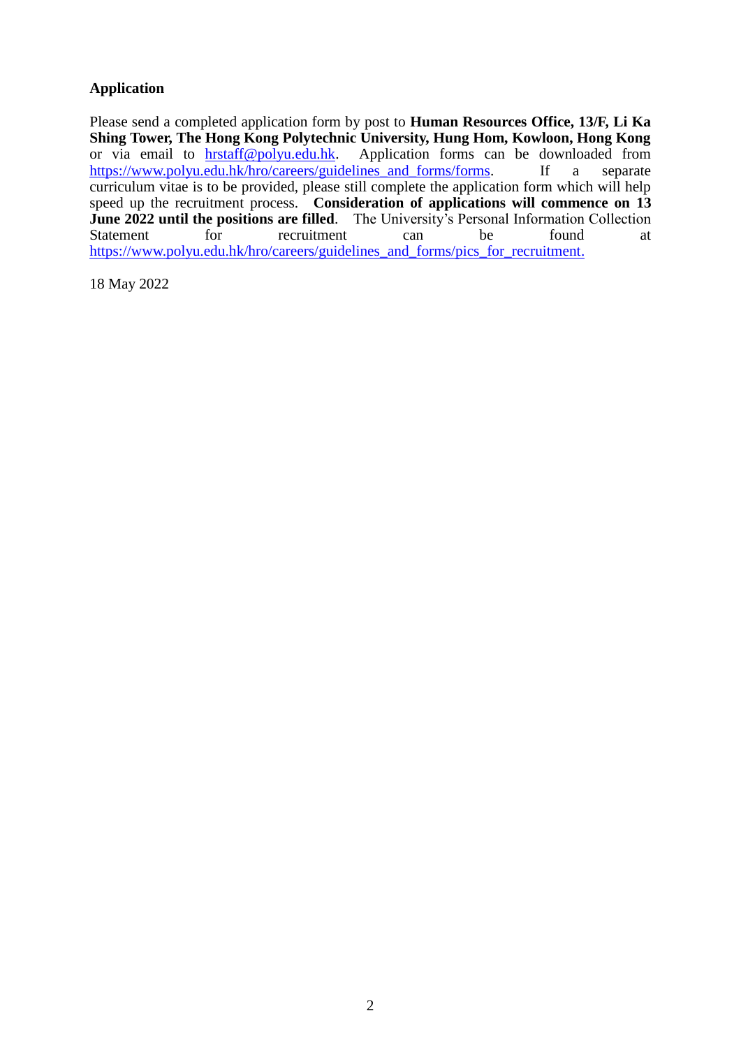## Application

Please send a completed application form by post to **Human Resources Office, 13/F, Li Ka Shing Tower, The Hong Kong Polytechnic University, Hung Hom, Kowloon, Hong Kong** or via email to hrstaff@polyu.edu.hk. Application forms can be downloaded from https://www.polyu.edu.hk/hro/careers/guidelines_and_forms/forms. If a separate curriculum vitae is to be provided, please still complete the application form which will help speed up the recruitment process. **Consideration of applications will commence on 13 June 2022 until the positions are filled**. The University's Personal Information Collection Statement for recruitment can be found at https://www.polyu.edu.hk/hro/careers/guidelines_and_forms/pics_for_recruitment.

18 May 2022